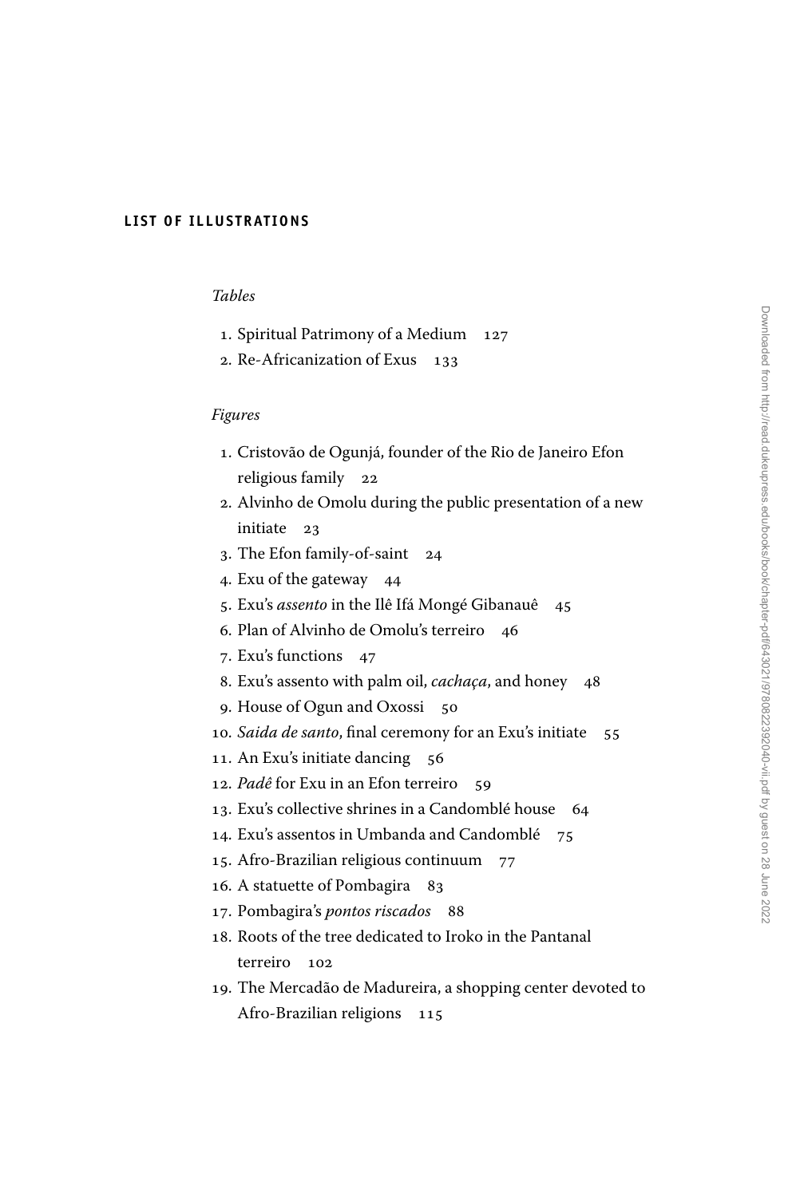## LIST OF ILLUSTRATIONS

### *Tables*

1. Spiritual Patrimony of a Medium 127
2. Re-Africanization of Exus 133

### *Figures*

1. Cristovão de Ogunjá, founder of the Rio de Janeiro Efon religious family 22
2. Alvinho de Omolu during the public presentation of a new initiate 23
3. The Efon family-of-saint 24
4. Exu of the gateway 44
5. Exu's *assento* in the Ilê Ifá Mongé Gibanauê 45
6. Plan of Alvinho de Omolu's terreiro 46
7. Exu's functions 47
8. Exu's assento with palm oil, *cachaça*, and honey 48
9. House of Ogun and Oxossi 50
10. *Saida de santo*, final ceremony for an Exu's initiate 55
11. An Exu's initiate dancing 56
12. *Padê* for Exu in an Efon terreiro 59
13. Exu's collective shrines in a Candomblé house 64
14. Exu's assentos in Umbanda and Candomblé 75
15. Afro-Brazilian religious continuum 77
16. A statuette of Pombagira 83
17. Pombagira's *pontos riscados* 88
18. Roots of the tree dedicated to Iroko in the Pantanal terreiro 102
19. The Mercadão de Madureira, a shopping center devoted to Afro-Brazilian religions 115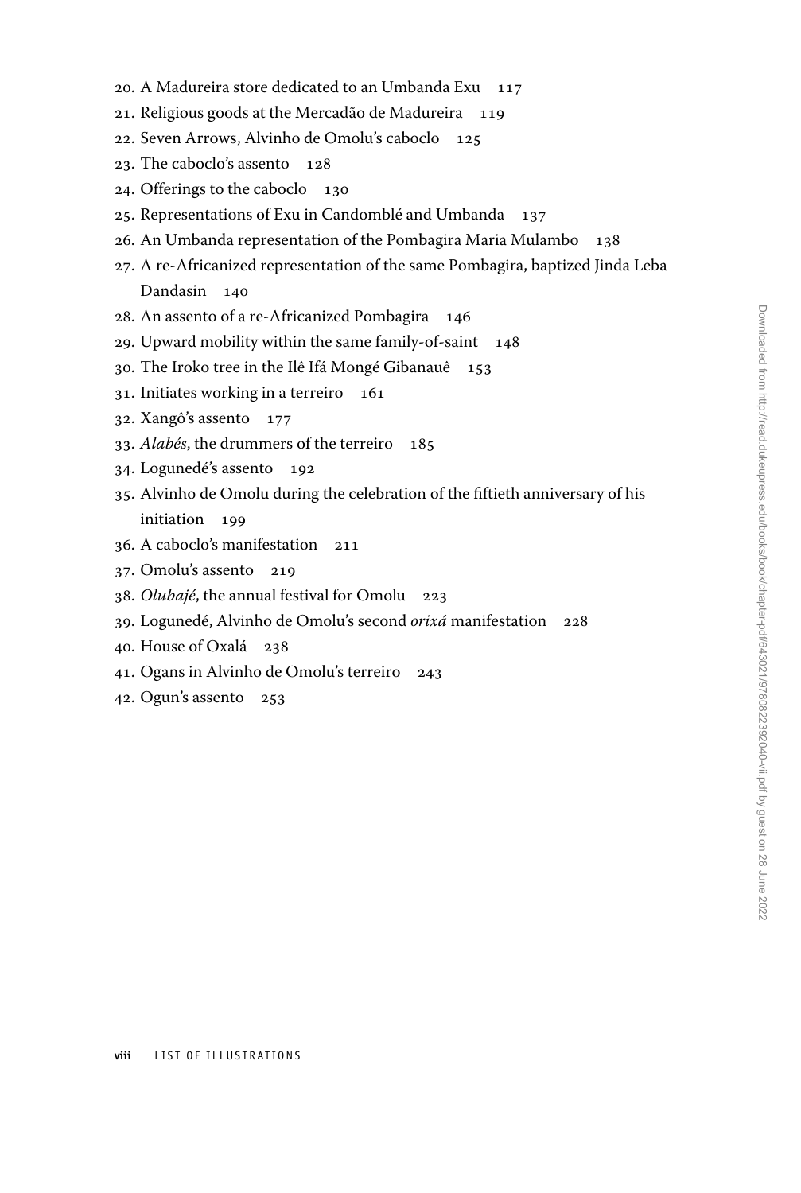20. A Madureira store dedicated to an Umbanda Exu 117
21. Religious goods at the Mercadão de Madureira 119
22. Seven Arrows, Alvinho de Omolu's caboclo 125
23. The caboclo's assento 128
24. Offerings to the caboclo 130
25. Representations of Exu in Candomblé and Umbanda 137
26. An Umbanda representation of the Pombagira Maria Mulambo 138
27. A re-Africanized representation of the same Pombagira, baptized Jinda Leba Dandasin 140
28. An assento of a re-Africanized Pombagira 146
29. Upward mobility within the same family-of-saint 148
30. The Iroko tree in the Ilê Ifá Mongé Gibanauê 153
31. Initiates working in a terreiro 161
32. Xangô's assento 177
33. *Alabés*, the drummers of the terreiro 185
34. Logunedé's assento 192
35. Alvinho de Omolu during the celebration of the fiftieth anniversary of his initiation 199
36. A caboclo's manifestation 211
37. Omolu's assento 219
38. *Olubajé*, the annual festival for Omolu 223
39. Logunedé, Alvinho de Omolu's second *orixá* manifestation 228
40. House of Oxalá 238
41. Ogans in Alvinho de Omolu's terreiro 243
42. Ogun's assento 253